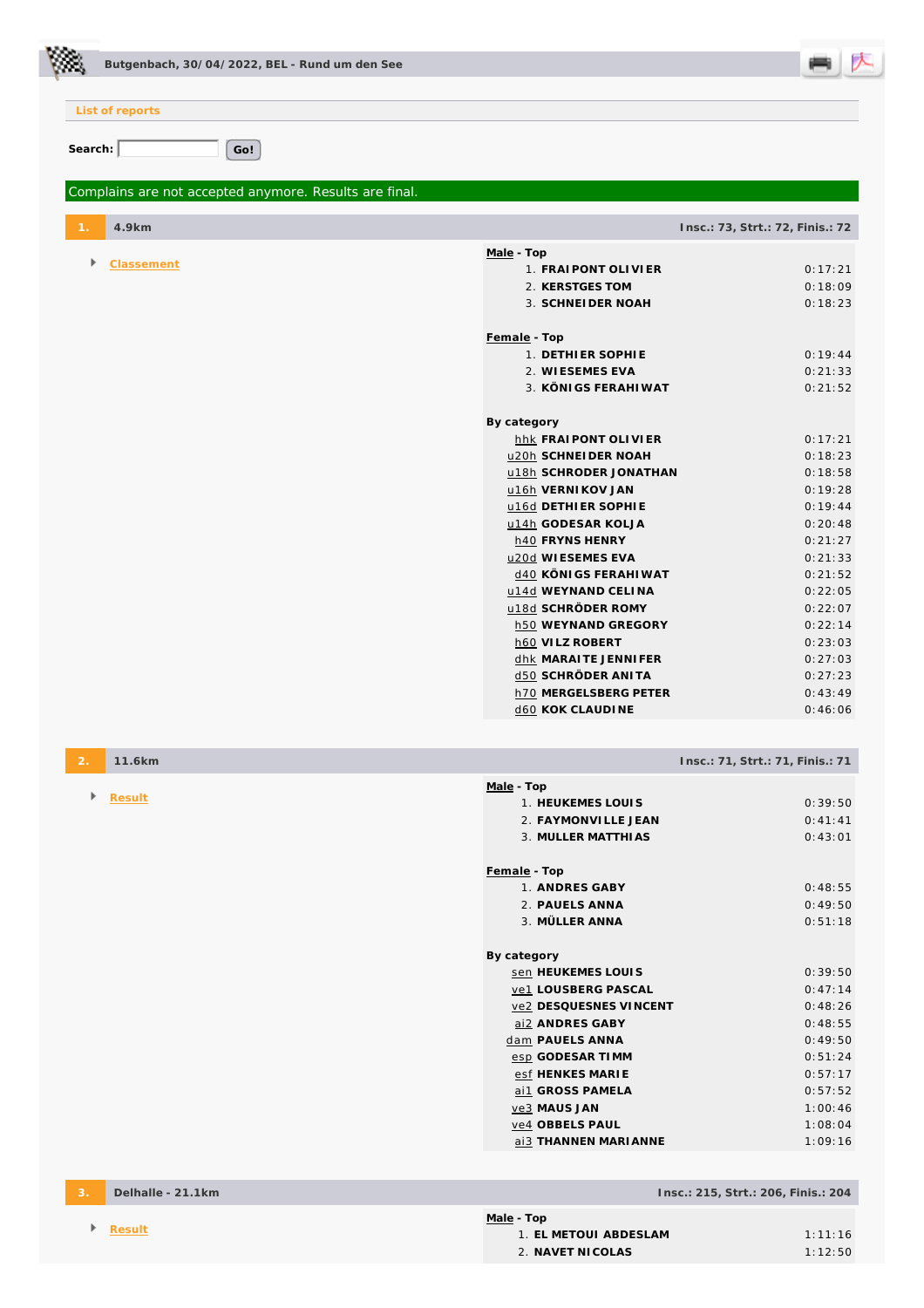Butgenbach, 30/04/2022, BEL - Rund um den See

List of reports

Search: Go!

Complains are not accepted anymore. Results are final.

## 1. 4.9km

Insc.: 73, Strt.: 72, Finis.: 72

- Classement

**Male** - Top

1. **FRAIPONT OLIVIER** 0:17:21
2. **KERSTGES TOM** 0:18:09
3. **SCHNEIDER NOAH** 0:18:23

**Female** - Top

1. **DETHIER SOPHIE** 0:19:44
2. **WIESEMES EVA** 0:21:33
3. **KÖNIGS FERAHIWAT** 0:21:52

**By category**

| | | |
|---|---|---|
| hhk | **FRAIPONT OLIVIER** | 0:17:21 |
| u20h | **SCHNEIDER NOAH** | 0:18:23 |
| u18h | **SCHRODER JONATHAN** | 0:18:58 |
| u16h | **VERNIKOV JAN** | 0:19:28 |
| u16d | **DETHIER SOPHIE** | 0:19:44 |
| u14h | **GODESAR KOLJA** | 0:20:48 |
| h40 | **FRYNS HENRY** | 0:21:27 |
| u20d | **WIESEMES EVA** | 0:21:33 |
| d40 | **KÖNIGS FERAHIWAT** | 0:21:52 |
| u14d | **WEYNAND CELINA** | 0:22:05 |
| u18d | **SCHRÖDER ROMY** | 0:22:07 |
| h50 | **WEYNAND GREGORY** | 0:22:14 |
| h60 | **VILZ ROBERT** | 0:23:03 |
| dhk | **MARAITE JENNIFER** | 0:27:03 |
| d50 | **SCHRÖDER ANITA** | 0:27:23 |
| h70 | **MERGELSBERG PETER** | 0:43:49 |
| d60 | **KOK CLAUDINE** | 0:46:06 |

## 2. 11.6km

Insc.: 71, Strt.: 71, Finis.: 71

- Result

**Male** - Top

1. **HEUKEMES LOUIS** 0:39:50
2. **FAYMONVILLE JEAN** 0:41:41
3. **MULLER MATTHIAS** 0:43:01

**Female** - Top

1. **ANDRES GABY** 0:48:55
2. **PAUELS ANNA** 0:49:50
3. **MÜLLER ANNA** 0:51:18

**By category**

| | | |
|---|---|---|
| sen | **HEUKEMES LOUIS** | 0:39:50 |
| ve1 | **LOUSBERG PASCAL** | 0:47:14 |
| ve2 | **DESQUESNES VINCENT** | 0:48:26 |
| ai2 | **ANDRES GABY** | 0:48:55 |
| dam | **PAUELS ANNA** | 0:49:50 |
| esp | **GODESAR TIMM** | 0:51:24 |
| esf | **HENKES MARIE** | 0:57:17 |
| ai1 | **GROSS PAMELA** | 0:57:52 |
| ve3 | **MAUS JAN** | 1:00:46 |
| ve4 | **OBBELS PAUL** | 1:08:04 |
| ai3 | **THANNEN MARIANNE** | 1:09:16 |

## 3. Delhalle - 21.1km

Insc.: 215, Strt.: 206, Finis.: 204

- Result

**Male** - Top

1. **EL METOUI ABDESLAM** 1:11:16
2. **NAVET NICOLAS** 1:12:50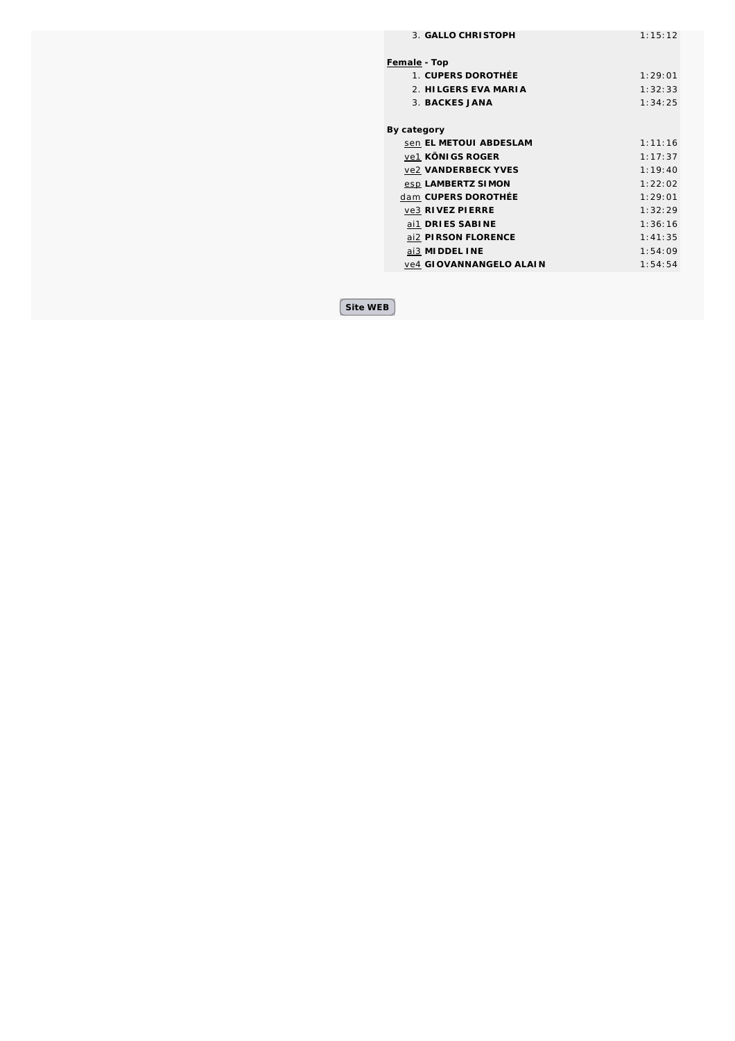| | | |
|---|---|---|
| 3. | **GALLO CHRISTOPH** | 1:15:12 |

**Female - Top**

| | | |
|---|---|---|
| 1. | **CUPERS DOROTHÉE** | 1:29:01 |
| 2. | **HILGERS EVA MARIA** | 1:32:33 |
| 3. | **BACKES JANA** | 1:34:25 |

**By category**

| | | |
|---|---|---|
| sen | **EL METOUI ABDESLAM** | 1:11:16 |
| ve1 | **KÖNIGS ROGER** | 1:17:37 |
| ve2 | **VANDERBECK YVES** | 1:19:40 |
| esp | **LAMBERTZ SIMON** | 1:22:02 |
| dam | **CUPERS DOROTHÉE** | 1:29:01 |
| ve3 | **RIVEZ PIERRE** | 1:32:29 |
| ai1 | **DRIES SABINE** | 1:36:16 |
| ai2 | **PIRSON FLORENCE** | 1:41:35 |
| ai3 | **MIDDEL INE** | 1:54:09 |
| ve4 | **GIOVANNANGELO ALAIN** | 1:54:54 |

Site WEB